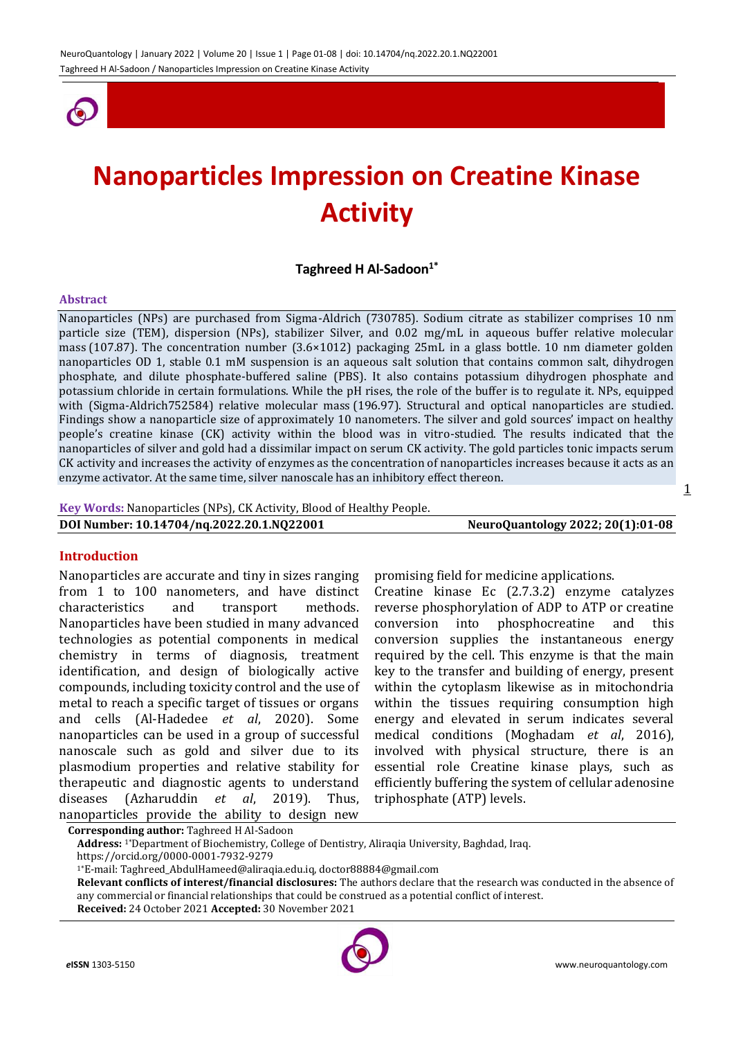# Nanoparticles Impression on Creatine Kinase Activity

**Taghreed H Al-Sadoon[1*]**

## Abstract

Nanoparticles (NPs) are purchased from Sigma-Aldrich (730785). Sodium citrate as stabilizer comprises 10 nm particle size (TEM), dispersion (NPs), stabilizer Silver, and 0.02 mg/mL in aqueous buffer relative molecular mass (107.87). The concentration number (3.6×1012) packaging 25mL in a glass bottle. 10 nm diameter golden nanoparticles OD 1, stable 0.1 mM suspension is an aqueous salt solution that contains common salt, dihydrogen phosphate, and dilute phosphate-buffered saline (PBS). It also contains potassium dihydrogen phosphate and potassium chloride in certain formulations. While the pH rises, the role of the buffer is to regulate it. NPs, equipped with (Sigma-Aldrich752584) relative molecular mass (196.97). Structural and optical nanoparticles are studied. Findings show a nanoparticle size of approximately 10 nanometers. The silver and gold sources' impact on healthy people's creatine kinase (CK) activity within the blood was in vitro-studied. The results indicated that the nanoparticles of silver and gold had a dissimilar impact on serum CK activity. The gold particles tonic impacts serum CK activity and increases the activity of enzymes as the concentration of nanoparticles increases because it acts as an enzyme activator. At the same time, silver nanoscale has an inhibitory effect thereon.

**Key Words:** Nanoparticles (NPs), CK Activity, Blood of Healthy People.

**DOI Number: 10.14704/nq.2022.20.1.NQ22001**

## Introduction

Nanoparticles are accurate and tiny in sizes ranging from 1 to 100 nanometers, and have distinct characteristics and transport methods. Nanoparticles have been studied in many advanced technologies as potential components in medical chemistry in terms of diagnosis, treatment identification, and design of biologically active compounds, including toxicity control and the use of metal to reach a specific target of tissues or organs and cells (Al-Hadedee *et al*, 2020). Some nanoparticles can be used in a group of successful nanoscale such as gold and silver due to its plasmodium properties and relative stability for therapeutic and diagnostic agents to understand diseases (Azharuddin *et al*, 2019). Thus, nanoparticles provide the ability to design new promising field for medicine applications.

Creatine kinase Ec (2.7.3.2) enzyme catalyzes reverse phosphorylation of ADP to ATP or creatine conversion into phosphocreatine and this conversion supplies the instantaneous energy required by the cell. This enzyme is that the main key to the transfer and building of energy, present within the cytoplasm likewise as in mitochondria within the tissues requiring consumption high energy and elevated in serum indicates several medical conditions (Moghadam *et al*, 2016), involved with physical structure, there is an essential role Creatine kinase plays, such as efficiently buffering the system of cellular adenosine triphosphate (ATP) levels.

**Corresponding author:** Taghreed H Al-Sadoon

**Address:** [1*]Department of Biochemistry, College of Dentistry, Aliraqia University, Baghdad, Iraq.
https://orcid.org/0000-0001-7932-9279

[1*]E-mail: Taghreed_AbdulHameed@aliraqia.edu.iq, doctor88884@gmail.com

**Relevant conflicts of interest/financial disclosures:** The authors declare that the research was conducted in the absence of any commercial or financial relationships that could be construed as a potential conflict of interest.

**Received:** 24 October 2021 **Accepted:** 30 November 2021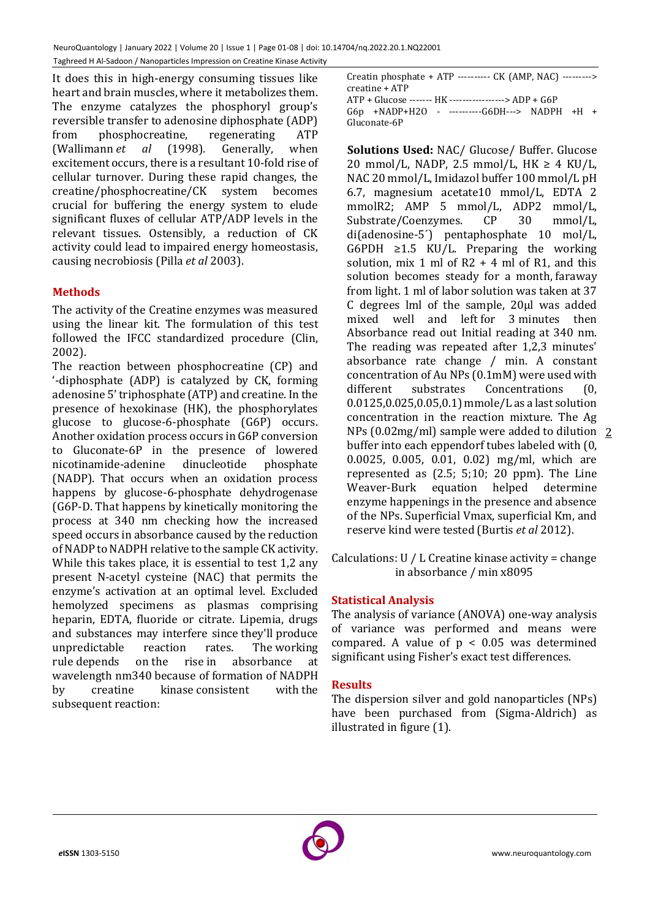It does this in high-energy consuming tissues like heart and brain muscles, where it metabolizes them. The enzyme catalyzes the phosphoryl group's reversible transfer to adenosine diphosphate (ADP) from phosphocreatine, regenerating ATP (Wallimann *et al* (1998). Generally, when excitement occurs, there is a resultant 10-fold rise of cellular turnover. During these rapid changes, the creatine/phosphocreatine/CK system becomes crucial for buffering the energy system to elude significant fluxes of cellular ATP/ADP levels in the relevant tissues. Ostensibly, a reduction of CK activity could lead to impaired energy homeostasis, causing necrobiosis (Pilla *et al* 2003).

## Methods

The activity of the Creatine enzymes was measured using the linear kit. The formulation of this test followed the IFCC standardized procedure (Clin, 2002).

The reaction between phosphocreatine (CP) and '-diphosphate (ADP) is catalyzed by CK, forming adenosine 5' triphosphate (ATP) and creatine. In the presence of hexokinase (HK), the phosphorylates glucose to glucose-6-phosphate (G6P) occurs. Another oxidation process occurs in G6P conversion to Gluconate-6P in the presence of lowered nicotinamide-adenine dinucleotide phosphate (NADP). That occurs when an oxidation process happens by glucose-6-phosphate dehydrogenase (G6P-D. That happens by kinetically monitoring the process at 340 nm checking how the increased speed occurs in absorbance caused by the reduction of NADP to NADPH relative to the sample CK activity. While this takes place, it is essential to test 1,2 any present N-acetyl cysteine (NAC) that permits the enzyme's activation at an optimal level. Excluded hemolyzed specimens comprising as plasmas comprising heparin, EDTA, fluoride or citrate. Lipemia, drugs and substances may interfere since they'll produce unpredictable reaction rates. The working rule depends on the rise in absorbance at wavelength nm340 because of formation of NADPH by creatine kinase consistent with the subsequent reaction:

Creatin phosphate + ATP ---------- CK (AMP, NAC) ---------> creatine + ATP

ATP + Glucose ------- HK -----------------> ADP + G6P

G6p +NADP+H2O - ----------G6DH---> NADPH +H + Gluconate-6P

**Solutions Used:** NAC/ Glucose/ Buffer. Glucose 20 mmol/L, NADP, 2.5 mmol/L, HK ≥ 4 KU/L, NAC 20 mmol/L, Imidazol buffer 100 mmol/L pH 6.7, magnesium acetate10 mmol/L, EDTA 2 mmolR2; AMP 5 mmol/L, ADP2 mmol/L, Substrate/Coenzymes. CP 30 mmol/L, di(adenosine-5´) pentaphosphate 10 mol/L, G6PDH ≥1.5 KU/L. Preparing the working solution, mix 1 ml of R2 + 4 ml of R1, and this solution becomes steady for a month, faraway from light. 1 ml of labor solution was taken at 37 C degrees lml of the sample, 20µl was added mixed well and left for 3 minutes then Absorbance read out Initial reading at 340 nm. The reading was repeated after 1,2,3 minutes' absorbance rate change / min. A constant concentration of Au NPs (0.1mM) were used with different substrates Concentrations (0, 0.0125,0.025,0.05,0.1) mmole/L as a last solution concentration in the reaction mixture. The Ag NPs (0.02mg/ml) sample were added to dilution buffer into each eppendorf tubes labeled with (0, 0.0025, 0.005, 0.01, 0.02) mg/ml, which are represented as (2.5; 5;10; 20 ppm). The Line Weaver-Burk equation helped determine enzyme happenings in the presence and absence of the NPs. Superficial Vmax, superficial Km, and reserve kind were tested (Burtis *et al* 2012).

Calculations: U / L Creatine kinase activity = change in absorbance / min x8095

## Statistical Analysis

The analysis of variance (ANOVA) one-way analysis of variance was performed and means were compared. A value of $p < 0.05$ was determined significant using Fisher's exact test differences.

## Results

The dispersion silver and gold nanoparticles (NPs) have been purchased from (Sigma-Aldrich) as illustrated in figure (1).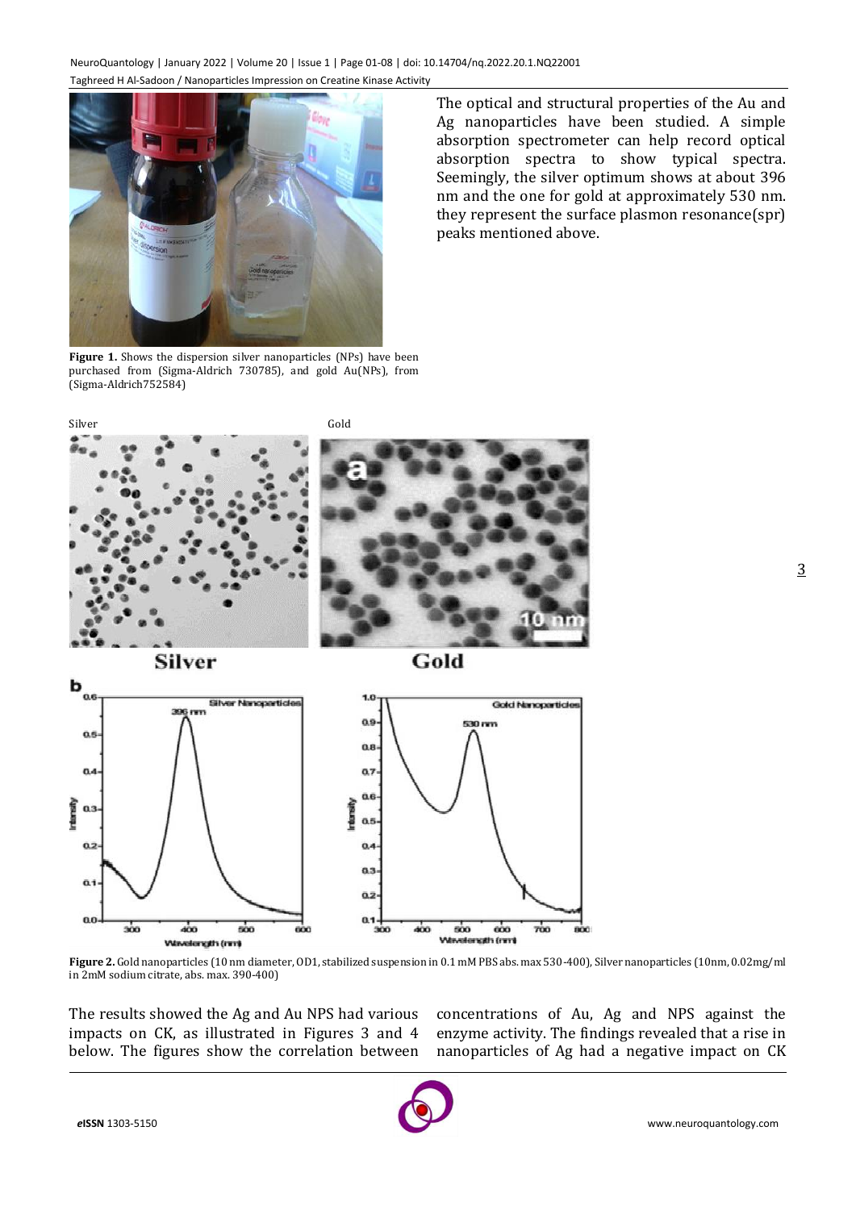The optical and structural properties of the Au and Ag nanoparticles have been studied. A simple absorption spectrometer can help record optical absorption spectra to show typical spectra. Seemingly, the silver optimum shows at about 396 nm and the one for gold at approximately 530 nm. they represent the surface plasmon resonance(spr) peaks mentioned above.

**Figure 1.** Shows the dispersion silver nanoparticles (NPs) have been purchased from (Sigma-Aldrich 730785), and gold Au(NPs), from (Sigma-Aldrich752584)

**Figure 2.** Gold nanoparticles (10 nm diameter, OD1, stabilized suspension in 0.1 mM PBS abs. max 530-400), Silver nanoparticles (10nm, 0.02mg/ml in 2mM sodium citrate, abs. max. 390-400)

The results showed the Ag and Au NPS had various impacts on CK, as illustrated in Figures 3 and 4 below. The figures show the correlation between concentrations of Au, Ag and NPS against the enzyme activity. The findings revealed that a rise in nanoparticles of Ag had a negative impact on CK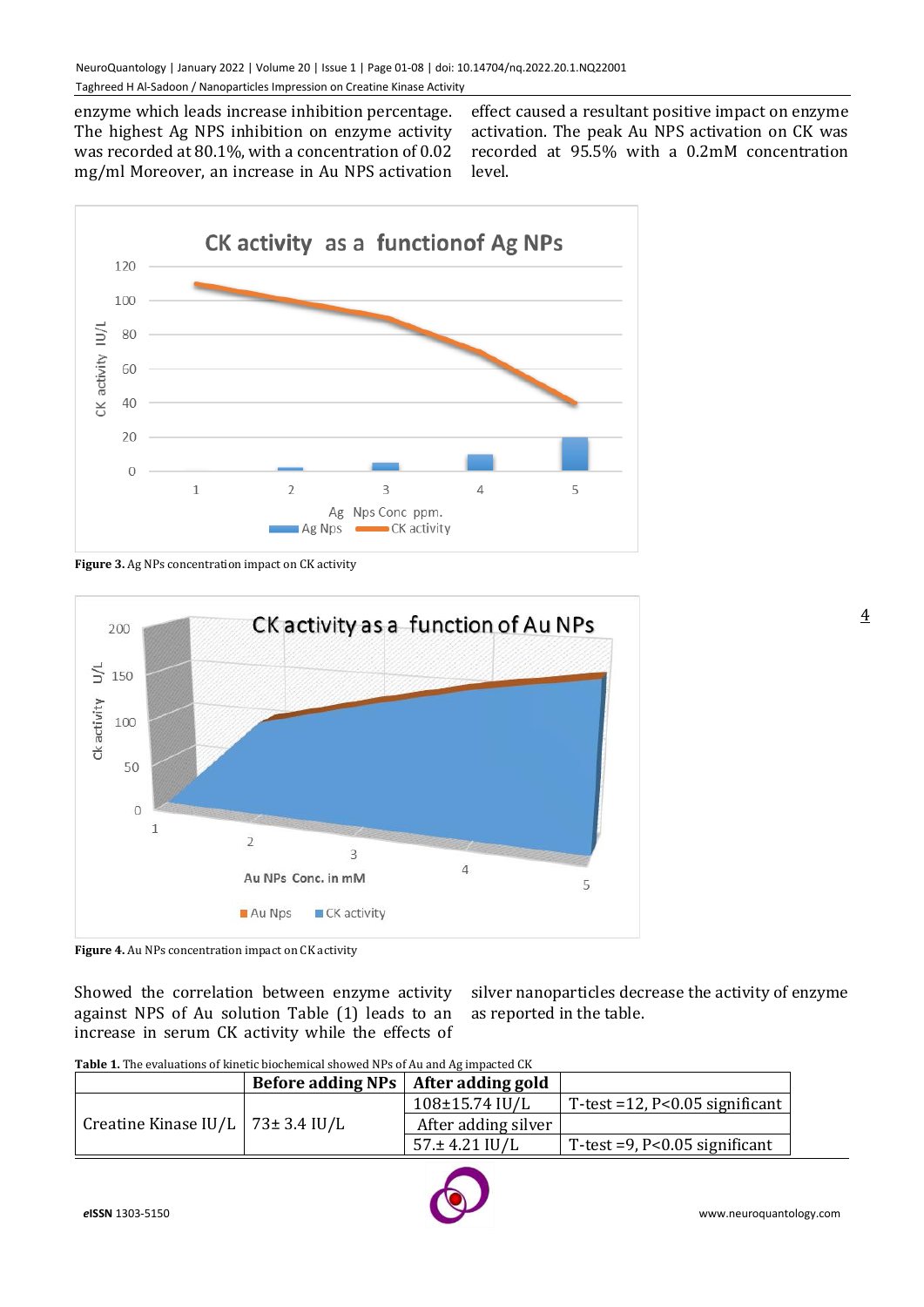enzyme which leads increase inhibition percentage. The highest Ag NPS inhibition on enzyme activity was recorded at 80.1%, with a concentration of 0.02 mg/ml Moreover, an increase in Au NPS activation effect caused a resultant positive impact on enzyme activation. The peak Au NPS activation on CK was recorded at 95.5% with a 0.2mM concentration level.

**Figure 3.** Ag NPs concentration impact on CK activity

**Figure 4.** Au NPs concentration impact on CK activity

Showed the correlation between enzyme activity against NPS of Au solution Table (1) leads to an increase in serum CK activity while the effects of silver nanoparticles decrease the activity of enzyme as reported in the table.

**Table 1.** The evaluations of kinetic biochemical showed NPs of Au and Ag impacted CK

| | Before adding NPs | After adding gold | |
|---|---|---|---|
| Creatine Kinase IU/L | 73± 3.4 IU/L | 108±15.74 IU/L | T-test =12, P<0.05 significant |
| | | After adding silver | |
| | | 57.± 4.21 IU/L | T-test =9, P<0.05 significant |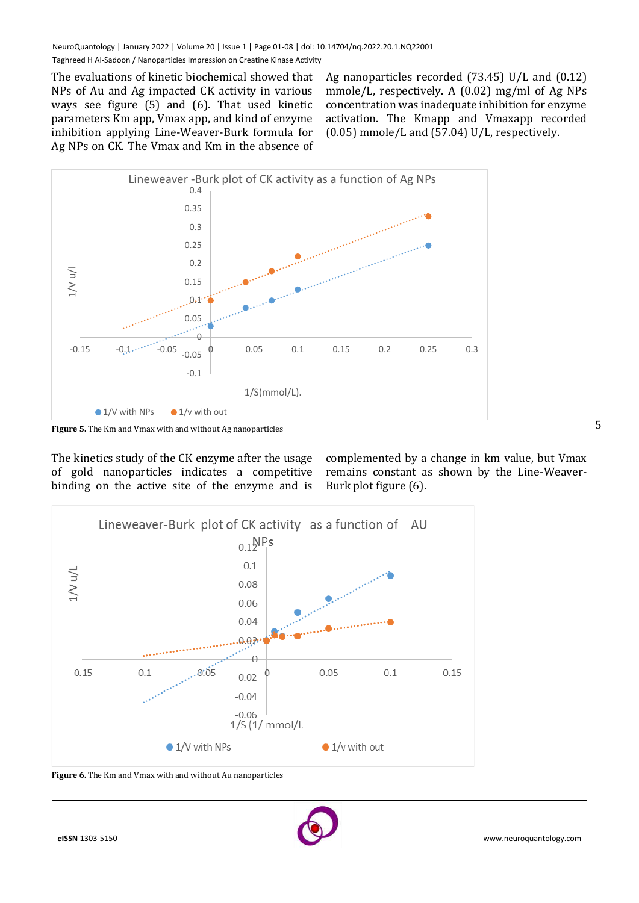The evaluations of kinetic biochemical showed that NPs of Au and Ag impacted CK activity in various ways see figure (5) and (6). That used kinetic parameters Km app, Vmax app, and kind of enzyme inhibition applying Line-Weaver-Burk formula for Ag NPs on CK. The Vmax and Km in the absence of Ag nanoparticles recorded (73.45) U/L and (0.12) mmole/L, respectively. A (0.02) mg/ml of Ag NPs concentration was inadequate inhibition for enzyme activation. The Kmapp and Vmaxapp recorded (0.05) mmole/L and (57.04) U/L, respectively.

**Figure 5.** The Km and Vmax with and without Ag nanoparticles

The kinetics study of the CK enzyme after the usage of gold nanoparticles indicates a competitive binding on the active site of the enzyme and is complemented by a change in km value, but Vmax remains constant as shown by the Line-Weaver-Burk plot figure (6).

**Figure 6.** The Km and Vmax with and without Au nanoparticles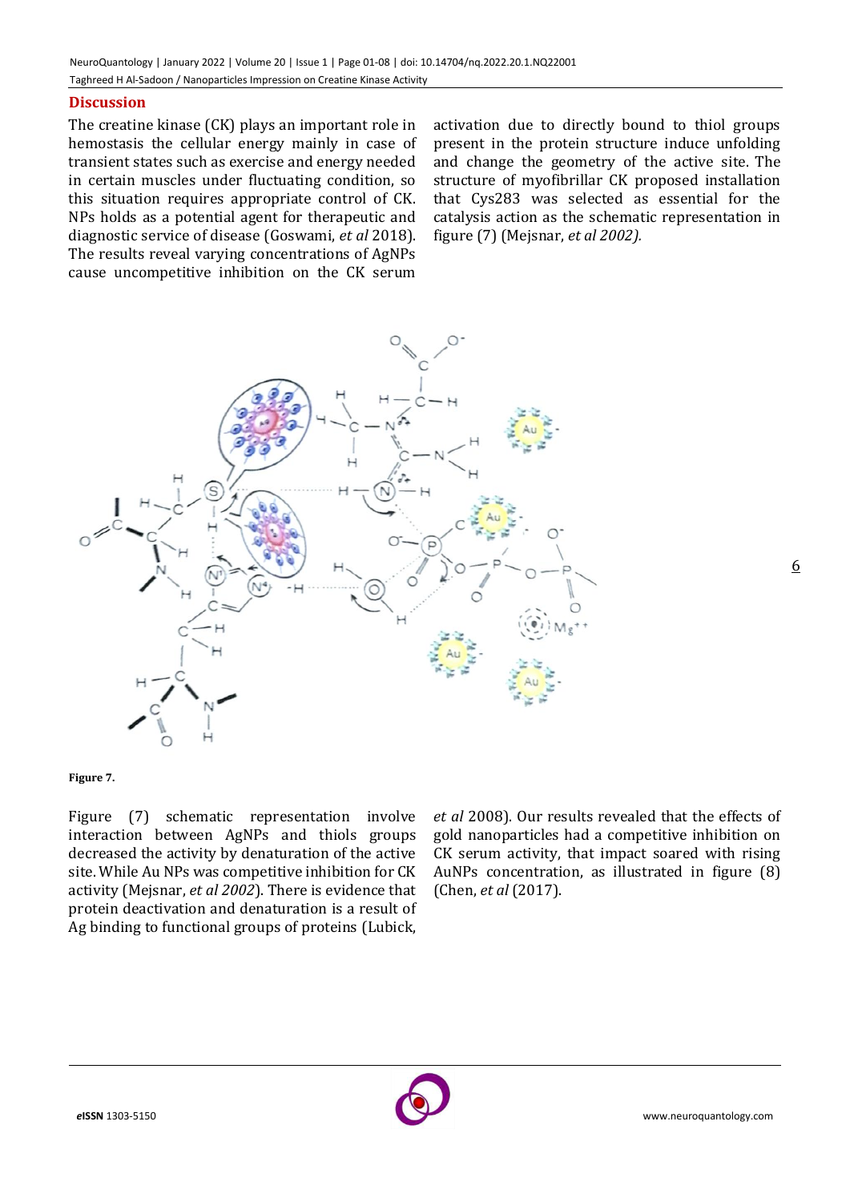## Discussion

The creatine kinase (CK) plays an important role in hemostasis the cellular energy mainly in case of transient states such as exercise and energy needed in certain muscles under fluctuating condition, so this situation requires appropriate control of CK. NPs holds as a potential agent for therapeutic and diagnostic service of disease (Goswami, *et al* 2018). The results reveal varying concentrations of AgNPs cause uncompetitive inhibition on the CK serum activation due to directly bound to thiol groups present in the protein structure induce unfolding and change the geometry of the active site. The structure of myofibrillar CK proposed installation that Cys283 was selected as essential for the catalysis action as the schematic representation in figure (7) (Mejsnar, *et al 2002).*

**Figure 7.**

Figure (7) schematic representation involve interaction between AgNPs and thiols groups decreased the activity by denaturation of the active site. While Au NPs was competitive inhibition for CK activity (Mejsnar, *et al 2002*). There is evidence that protein deactivation and denaturation is a result of Ag binding to functional groups of proteins (Lubick, *et al* 2008). Our results revealed that the effects of gold nanoparticles had a competitive inhibition on CK serum activity, that impact soared with rising AuNPs concentration, as illustrated in figure (8) (Chen, *et al* (2017).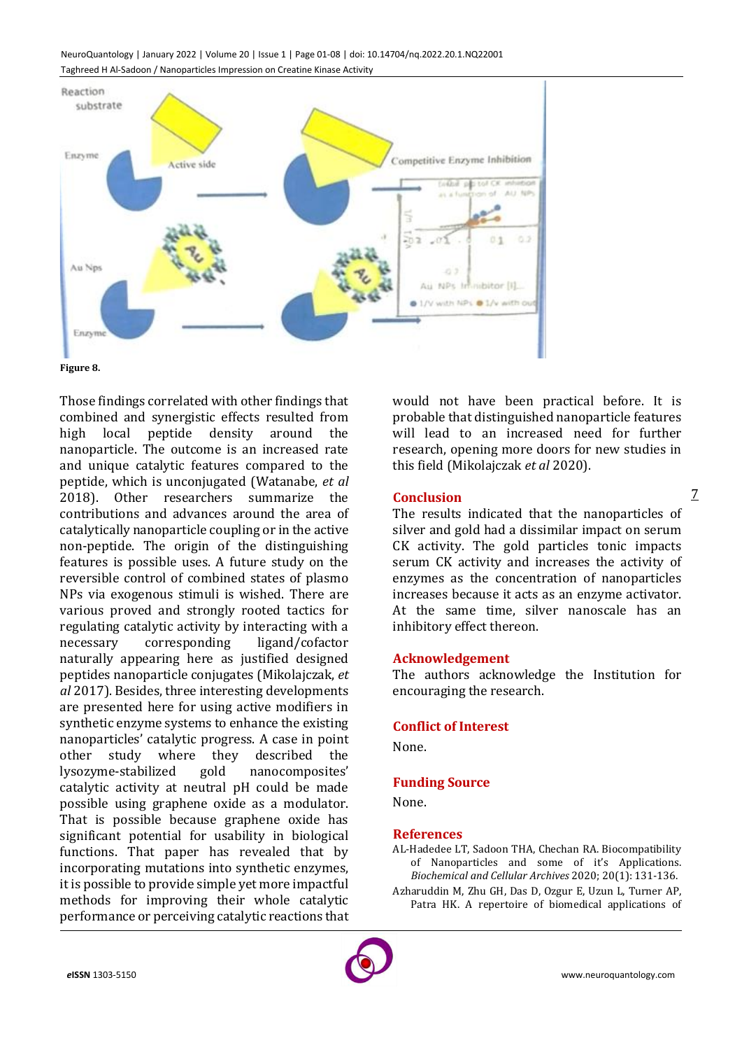Figure 8.

Those findings correlated with other findings that combined and synergistic effects resulted from high local peptide density around the nanoparticle. The outcome is an increased rate and unique catalytic features compared to the peptide, which is unconjugated (Watanabe, *et al* 2018). Other researchers summarize the contributions and advances around the area of catalytically nanoparticle coupling or in the active non-peptide. The origin of the distinguishing features is possible uses. A future study on the reversible control of combined states of plasmo NPs via exogenous stimuli is wished. There are various proved and strongly rooted tactics for regulating catalytic activity by interacting with a necessary corresponding ligand/cofactor naturally appearing here as justified designed peptides nanoparticle conjugates (Mikolajczak, *et al* 2017). Besides, three interesting developments are presented here for using active modifiers in synthetic enzyme systems to enhance the existing nanoparticles' catalytic progress. A case in point other study where they described the lysozyme-stabilized gold nanocomposites' catalytic activity at neutral pH could be made possible using graphene oxide as a modulator. That is possible because graphene oxide has significant potential for usability in biological functions. That paper has revealed that by incorporating mutations into synthetic enzymes, it is possible to provide simple yet more impactful methods for improving their whole catalytic performance or perceiving catalytic reactions that would not have been practical before. It is probable that distinguished nanoparticle features will lead to an increased need for further research, opening more doors for new studies in this field (Mikolajczak *et al* 2020).

## Conclusion

The results indicated that the nanoparticles of silver and gold had a dissimilar impact on serum CK activity. The gold particles tonic impacts serum CK activity and increases the activity of enzymes as the concentration of nanoparticles increases because it acts as an enzyme activator. At the same time, silver nanoscale has an inhibitory effect thereon.

## Acknowledgement

The authors acknowledge the Institution for encouraging the research.

## Conflict of Interest

None.

## Funding Source

None.

## References

AL-Hadedee LT, Sadoon THA, Chechan RA. Biocompatibility of Nanoparticles and some of it's Applications. *Biochemical and Cellular Archives* 2020; 20(1): 131-136.

Azharuddin M, Zhu GH, Das D, Ozgur E, Uzun L, Turner AP, Patra HK. A repertoire of biomedical applications of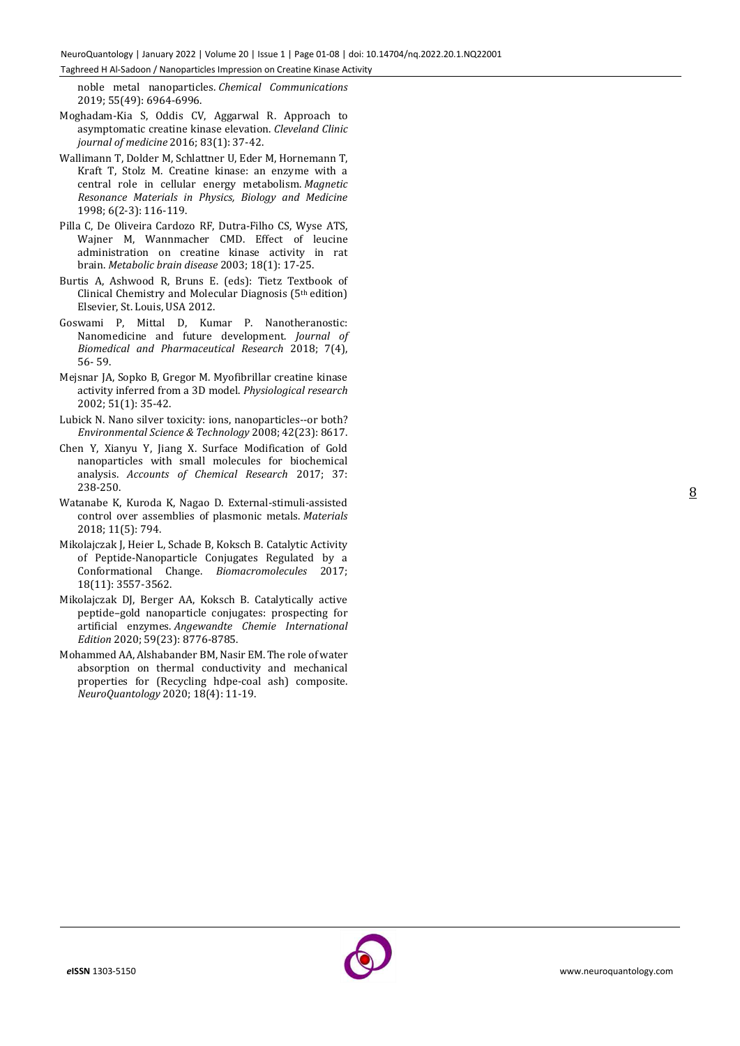noble metal nanoparticles. *Chemical Communications* 2019; 55(49): 6964-6996.

Moghadam-Kia S, Oddis CV, Aggarwal R. Approach to asymptomatic creatine kinase elevation. *Cleveland Clinic journal of medicine* 2016; 83(1): 37-42.

Wallimann T, Dolder M, Schlattner U, Eder M, Hornemann T, Kraft T, Stolz M. Creatine kinase: an enzyme with a central role in cellular energy metabolism. *Magnetic Resonance Materials in Physics, Biology and Medicine* 1998; 6(2-3): 116-119.

Pilla C, De Oliveira Cardozo RF, Dutra-Filho CS, Wyse ATS, Wajner M, Wannmacher CMD. Effect of leucine administration on creatine kinase activity in rat brain. *Metabolic brain disease* 2003; 18(1): 17-25.

Burtis A, Ashwood R, Bruns E. (eds): Tietz Textbook of Clinical Chemistry and Molecular Diagnosis (5th edition) Elsevier, St. Louis, USA 2012.

Goswami P, Mittal D, Kumar P. Nanotheranostic: Nanomedicine and future development. *Journal of Biomedical and Pharmaceutical Research* 2018; 7(4), 56- 59.

Mejsnar JA, Sopko B, Gregor M. Myofibrillar creatine kinase activity inferred from a 3D model. *Physiological research* 2002; 51(1): 35-42.

Lubick N. Nano silver toxicity: ions, nanoparticles--or both? *Environmental Science & Technology* 2008; 42(23): 8617.

Chen Y, Xianyu Y, Jiang X. Surface Modification of Gold nanoparticles with small molecules for biochemical analysis. *Accounts of Chemical Research* 2017; 37: 238-250.

Watanabe K, Kuroda K, Nagao D. External-stimuli-assisted control over assemblies of plasmonic metals. *Materials* 2018; 11(5): 794.

Mikolajczak J, Heier L, Schade B, Koksch B. Catalytic Activity of Peptide-Nanoparticle Conjugates Regulated by a Conformational Change. *Biomacromolecules* 2017; 18(11): 3557-3562.

Mikolajczak DJ, Berger AA, Koksch B. Catalytically active peptide–gold nanoparticle conjugates: prospecting for artificial enzymes. *Angewandte Chemie International Edition* 2020; 59(23): 8776-8785.

Mohammed AA, Alshabander BM, Nasir EM. The role of water absorption on thermal conductivity and mechanical properties for (Recycling hdpe-coal ash) composite. *NeuroQuantology* 2020; 18(4): 11-19.